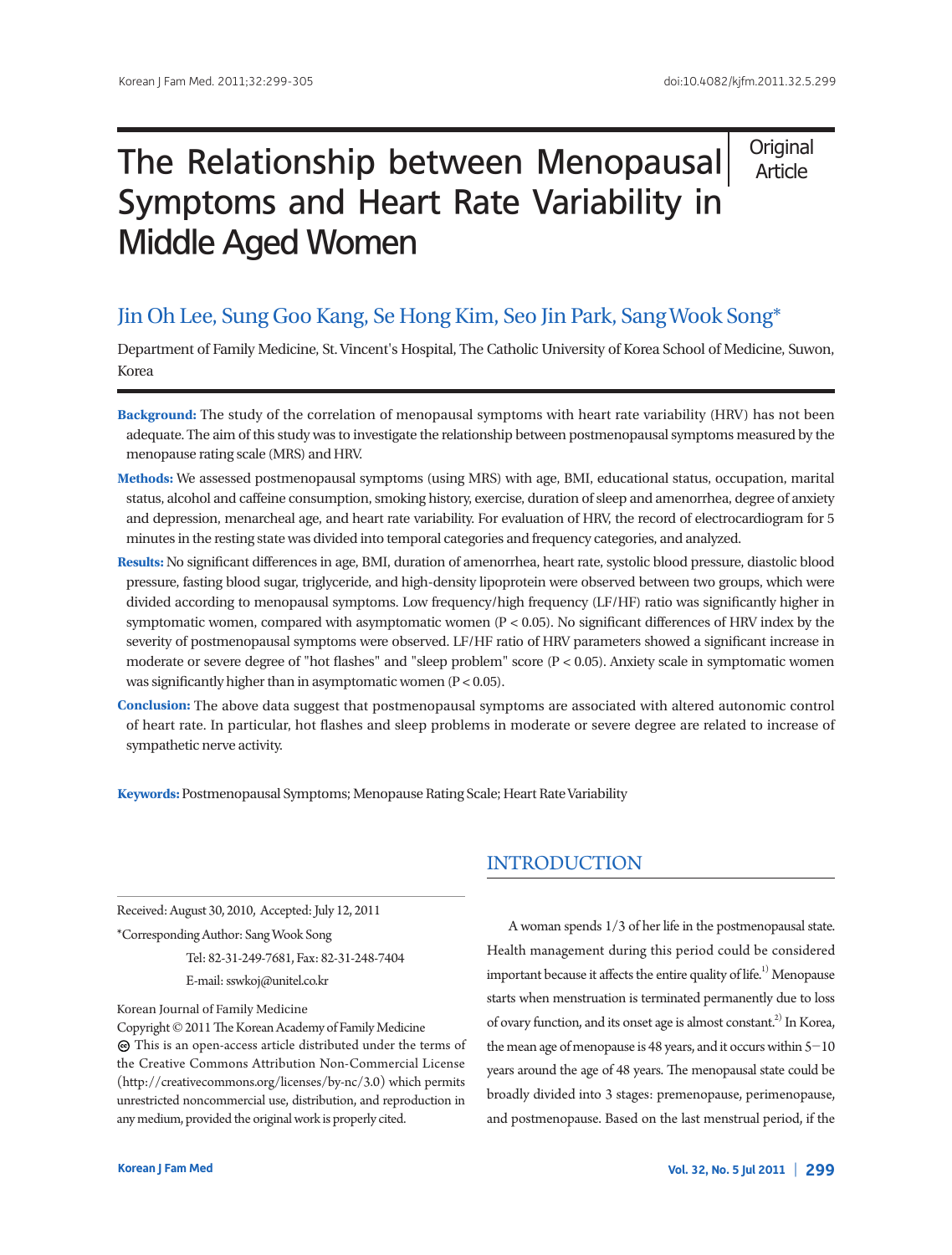Original Article

# The Relationship between Menopausal Symptoms and Heart Rate Variability in Middle Aged Women

Jin Oh Lee, Sung Goo Kang, Se Hong Kim, Seo Jin Park, Sang Wook Song*

Department of Family Medicine, St. Vincent's Hospital, The Catholic University of Korea School of Medicine, Suwon, Korea

**Background:** The study of the correlation of menopausal symptoms with heart rate variability (HRV) has not been adequate. The aim of this study was to investigate the relationship between postmenopausal symptoms measured by the menopause rating scale (MRS) and HRV.

**Methods:** We assessed postmenopausal symptoms (using MRS) with age, BMI, educational status, occupation, marital status, alcohol and caffeine consumption, smoking history, exercise, duration of sleep and amenorrhea, degree of anxiety and depression, menarcheal age, and heart rate variability. For evaluation of HRV, the record of electrocardiogram for 5 minutes in the resting state was divided into temporal categories and frequency categories, and analyzed.

**Results:** No significant differences in age, BMI, duration of amenorrhea, heart rate, systolic blood pressure, diastolic blood pressure, fasting blood sugar, triglyceride, and high-density lipoprotein were observed between two groups, which were divided according to menopausal symptoms. Low frequency/high frequency (LF/HF) ratio was significantly higher in symptomatic women, compared with asymptomatic women ($P < 0.05$). No significant differences of HRV index by the severity of postmenopausal symptoms were observed. LF/HF ratio of HRV parameters showed a significant increase in moderate or severe degree of "hot flashes" and "sleep problem" score ($P < 0.05$). Anxiety scale in symptomatic women was significantly higher than in asymptomatic women ($P < 0.05$).

**Conclusion:** The above data suggest that postmenopausal symptoms are associated with altered autonomic control of heart rate. In particular, hot flashes and sleep problems in moderate or severe degree are related to increase of sympathetic nerve activity.

**Keywords:** Postmenopausal Symptoms; Menopause Rating Scale; Heart Rate Variability

Received: August 30, 2010, Accepted: July 12, 2011

*Corresponding Author: Sang Wook Song
Tel: 82-31-249-7681, Fax: 82-31-248-7404
E-mail: sswkoj@unitel.co.kr

Korean Journal of Family Medicine
Copyright © 2011 The Korean Academy of Family Medicine
This is an open-access article distributed under the terms of the Creative Commons Attribution Non-Commercial License (http://creativecommons.org/licenses/by-nc/3.0) which permits unrestricted noncommercial use, distribution, and reproduction in any medium, provided the original work is properly cited.

## INTRODUCTION

A woman spends 1/3 of her life in the postmenopausal state. Health management during this period could be considered important because it affects the entire quality of life.[1] Menopause starts when menstruation is terminated permanently due to loss of ovary function, and its onset age is almost constant.[2] In Korea, the mean age of menopause is 48 years, and it occurs within 5−10 years around the age of 48 years. The menopausal state could be broadly divided into 3 stages: premenopause, perimenopause, and postmenopause. Based on the last menstrual period, if the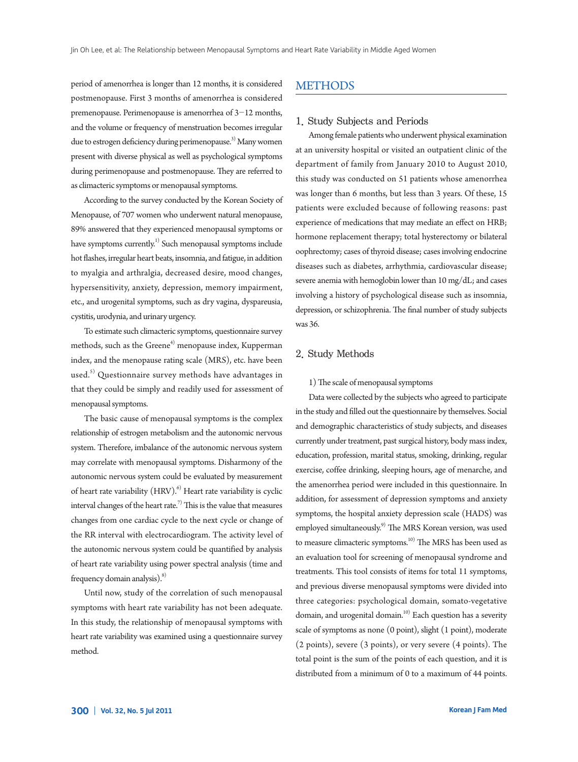period of amenorrhea is longer than 12 months, it is considered postmenopause. First 3 months of amenorrhea is considered premenopause. Perimenopause is amenorrhea of 3–12 months, and the volume or frequency of menstruation becomes irregular due to estrogen deficiency during perimenopause.[3] Many women present with diverse physical as well as psychological symptoms during perimenopause and postmenopause. They are referred to as climacteric symptoms or menopausal symptoms.

According to the survey conducted by the Korean Society of Menopause, of 707 women who underwent natural menopause, 89% answered that they experienced menopausal symptoms or have symptoms currently.[1] Such menopausal symptoms include hot flashes, irregular heart beats, insomnia, and fatigue, in addition to myalgia and arthralgia, decreased desire, mood changes, hypersensitivity, anxiety, depression, memory impairment, etc., and urogenital symptoms, such as dry vagina, dyspareusia, cystitis, urodynia, and urinary urgency.

To estimate such climacteric symptoms, questionnaire survey methods, such as the Greene[4] menopause index, Kupperman index, and the menopause rating scale (MRS), etc. have been used.[5] Questionnaire survey methods have advantages in that they could be simply and readily used for assessment of menopausal symptoms.

The basic cause of menopausal symptoms is the complex relationship of estrogen metabolism and the autonomic nervous system. Therefore, imbalance of the autonomic nervous system may correlate with menopausal symptoms. Disharmony of the autonomic nervous system could be evaluated by measurement of heart rate variability (HRV).[6] Heart rate variability is cyclic interval changes of the heart rate.[7] This is the value that measures changes from one cardiac cycle to the next cycle or change of the RR interval with electrocardiogram. The activity level of the autonomic nervous system could be quantified by analysis of heart rate variability using power spectral analysis (time and frequency domain analysis).[8]

Until now, study of the correlation of such menopausal symptoms with heart rate variability has not been adequate. In this study, the relationship of menopausal symptoms with heart rate variability was examined using a questionnaire survey method.

# METHODS

## 1. Study Subjects and Periods

Among female patients who underwent physical examination at an university hospital or visited an outpatient clinic of the department of family from January 2010 to August 2010, this study was conducted on 51 patients whose amenorrhea was longer than 6 months, but less than 3 years. Of these, 15 patients were excluded because of following reasons: past experience of medications that may mediate an effect on HRB; hormone replacement therapy; total hysterectomy or bilateral oophrectomy; cases of thyroid disease; cases involving endocrine diseases such as diabetes, arrhythmia, cardiovascular disease; severe anemia with hemoglobin lower than 10 mg/dL; and cases involving a history of psychological disease such as insomnia, depression, or schizophrenia. The final number of study subjects was 36.

## 2. Study Methods

### 1) The scale of menopausal symptoms

Data were collected by the subjects who agreed to participate in the study and filled out the questionnaire by themselves. Social and demographic characteristics of study subjects, and diseases currently under treatment, past surgical history, body mass index, education, profession, marital status, smoking, drinking, regular exercise, coffee drinking, sleeping hours, age of menarche, and the amenorrhea period were included in this questionnaire. In addition, for assessment of depression symptoms and anxiety symptoms, the hospital anxiety depression scale (HADS) was employed simultaneously.[9] The MRS Korean version, was used to measure climacteric symptoms.[10] The MRS has been used as an evaluation tool for screening of menopausal syndrome and treatments. This tool consists of items for total 11 symptoms, and previous diverse menopausal symptoms were divided into three categories: psychological domain, somato-vegetative domain, and urogenital domain.[10] Each question has a severity scale of symptoms as none (0 point), slight (1 point), moderate (2 points), severe (3 points), or very severe (4 points). The total point is the sum of the points of each question, and it is distributed from a minimum of 0 to a maximum of 44 points.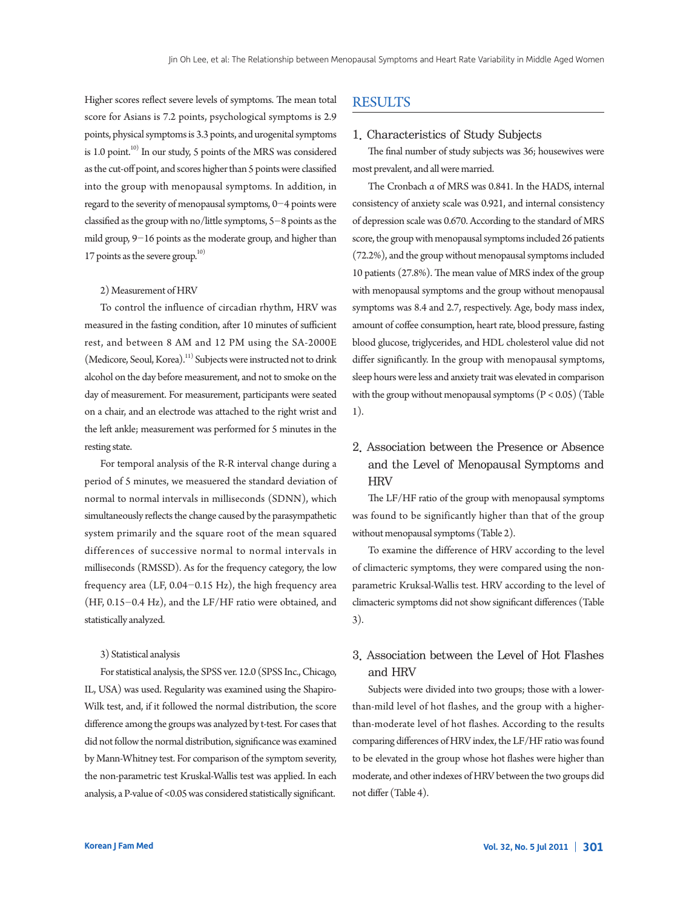Higher scores reflect severe levels of symptoms. The mean total score for Asians is 7.2 points, psychological symptoms is 2.9 points, physical symptoms is 3.3 points, and urogenital symptoms is 1.0 point.[10] In our study, 5 points of the MRS was considered as the cut-off point, and scores higher than 5 points were classified into the group with menopausal symptoms. In addition, in regard to the severity of menopausal symptoms, 0–4 points were classified as the group with no/little symptoms, 5–8 points as the mild group, 9–16 points as the moderate group, and higher than 17 points as the severe group.[10]

2) Measurement of HRV

To control the influence of circadian rhythm, HRV was measured in the fasting condition, after 10 minutes of sufficient rest, and between 8 AM and 12 PM using the SA-2000E (Medicore, Seoul, Korea).[11] Subjects were instructed not to drink alcohol on the day before measurement, and not to smoke on the day of measurement. For measurement, participants were seated on a chair, and an electrode was attached to the right wrist and the left ankle; measurement was performed for 5 minutes in the resting state.

For temporal analysis of the R-R interval change during a period of 5 minutes, we measuered the standard deviation of normal to normal intervals in milliseconds (SDNN), which simultaneously reflects the change caused by the parasympathetic system primarily and the square root of the mean squared differences of successive normal to normal intervals in milliseconds (RMSSD). As for the frequency category, the low frequency area (LF, 0.04–0.15 Hz), the high frequency area (HF, 0.15–0.4 Hz), and the LF/HF ratio were obtained, and statistically analyzed.

3) Statistical analysis

For statistical analysis, the SPSS ver. 12.0 (SPSS Inc., Chicago, IL, USA) was used. Regularity was examined using the Shapiro-Wilk test, and, if it followed the normal distribution, the score difference among the groups was analyzed by t-test. For cases that did not follow the normal distribution, significance was examined by Mann-Whitney test. For comparison of the symptom severity, the non-parametric test Kruskal-Wallis test was applied. In each analysis, a P-value of <0.05 was considered statistically significant.

## RESULTS

### 1. Characteristics of Study Subjects

The final number of study subjects was 36; housewives were most prevalent, and all were married.

The Cronbach α of MRS was 0.841. In the HADS, internal consistency of anxiety scale was 0.921, and internal consistency of depression scale was 0.670. According to the standard of MRS score, the group with menopausal symptoms included 26 patients (72.2%), and the group without menopausal symptoms included 10 patients (27.8%). The mean value of MRS index of the group with menopausal symptoms and the group without menopausal symptoms was 8.4 and 2.7, respectively. Age, body mass index, amount of coffee consumption, heart rate, blood pressure, fasting blood glucose, triglycerides, and HDL cholesterol value did not differ significantly. In the group with menopausal symptoms, sleep hours were less and anxiety trait was elevated in comparison with the group without menopausal symptoms ($P < 0.05$) (Table 1).

### 2. Association between the Presence or Absence and the Level of Menopausal Symptoms and HRV

The LF/HF ratio of the group with menopausal symptoms was found to be significantly higher than that of the group without menopausal symptoms (Table 2).

To examine the difference of HRV according to the level of climacteric symptoms, they were compared using the non-parametric Kruskal-Wallis test. HRV according to the level of climacteric symptoms did not show significant differences (Table 3).

### 3. Association between the Level of Hot Flashes and HRV

Subjects were divided into two groups; those with a lower-than-mild level of hot flashes, and the group with a higher-than-moderate level of hot flashes. According to the results comparing differences of HRV index, the LF/HF ratio was found to be elevated in the group whose hot flashes were higher than moderate, and other indexes of HRV between the two groups did not differ (Table 4).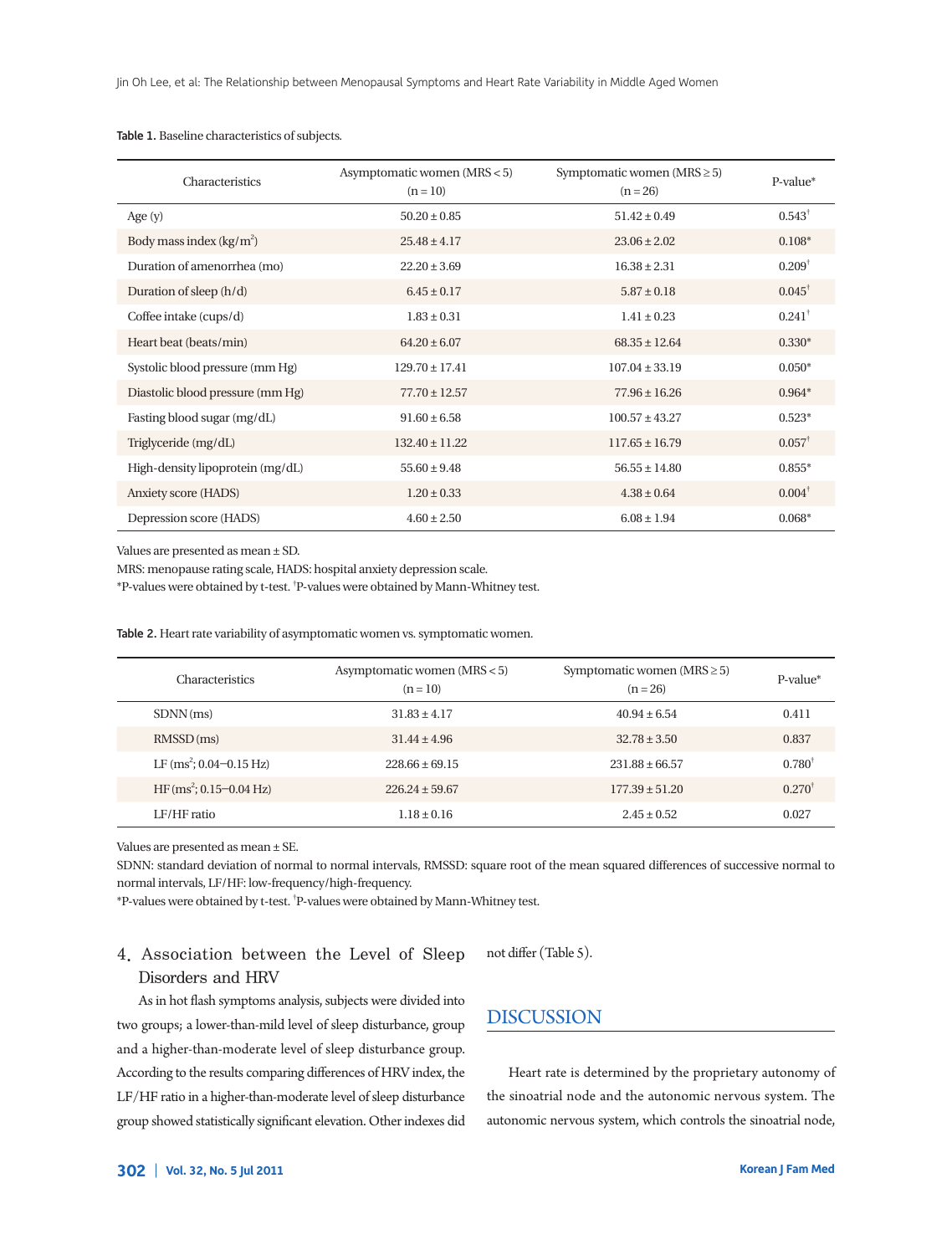**Table 1.** Baseline characteristics of subjects.

| Characteristics | Asymptomatic women (MRS < 5) (n = 10) | Symptomatic women (MRS ≥ 5) (n = 26) | P-value* |
|---|---|---|---|
| Age (y) | 50.20 ± 0.85 | 51.42 ± 0.49 | 0.543† |
| Body mass index ($kg/m^2$) | 25.48 ± 4.17 | 23.06 ± 2.02 | 0.108* |
| Duration of amenorrhea (mo) | 22.20 ± 3.69 | 16.38 ± 2.31 | 0.209† |
| Duration of sleep (h/d) | 6.45 ± 0.17 | 5.87 ± 0.18 | 0.045† |
| Coffee intake (cups/d) | 1.83 ± 0.31 | 1.41 ± 0.23 | 0.241† |
| Heart beat (beats/min) | 64.20 ± 6.07 | 68.35 ± 12.64 | 0.330* |
| Systolic blood pressure (mm Hg) | 129.70 ± 17.41 | 107.04 ± 33.19 | 0.050* |
| Diastolic blood pressure (mm Hg) | 77.70 ± 12.57 | 77.96 ± 16.26 | 0.964* |
| Fasting blood sugar (mg/dL) | 91.60 ± 6.58 | 100.57 ± 43.27 | 0.523* |
| Triglyceride (mg/dL) | 132.40 ± 11.22 | 117.65 ± 16.79 | 0.057† |
| High-density lipoprotein (mg/dL) | 55.60 ± 9.48 | 56.55 ± 14.80 | 0.855* |
| Anxiety score (HADS) | 1.20 ± 0.33 | 4.38 ± 0.64 | 0.004† |
| Depression score (HADS) | 4.60 ± 2.50 | 6.08 ± 1.94 | 0.068* |

Values are presented as mean ± SD.
MRS: menopause rating scale, HADS: hospital anxiety depression scale.
*P-values were obtained by t-test. †P-values were obtained by Mann-Whitney test.

**Table 2.** Heart rate variability of asymptomatic women vs. symptomatic women.

| Characteristics | Asymptomatic women (MRS < 5) (n = 10) | Symptomatic women (MRS ≥ 5) (n = 26) | P-value* |
|---|---|---|---|
| SDNN (ms) | 31.83 ± 4.17 | 40.94 ± 6.54 | 0.411 |
| RMSSD (ms) | 31.44 ± 4.96 | 32.78 ± 3.50 | 0.837 |
| LF ($ms^2$; 0.04–0.15 Hz) | 228.66 ± 69.15 | 231.88 ± 66.57 | 0.780† |
| HF ($ms^2$; 0.15–0.04 Hz) | 226.24 ± 59.67 | 177.39 ± 51.20 | 0.270† |
| LF/HF ratio | 1.18 ± 0.16 | 2.45 ± 0.52 | 0.027 |

Values are presented as mean ± SE.
SDNN: standard deviation of normal to normal intervals, RMSSD: square root of the mean squared differences of successive normal to normal intervals, LF/HF: low-frequency/high-frequency.
*P-values were obtained by t-test. †P-values were obtained by Mann-Whitney test.

### 4. Association between the Level of Sleep Disorders and HRV

As in hot flash symptoms analysis, subjects were divided into two groups; a lower-than-mild level of sleep disturbance, group and a higher-than-moderate level of sleep disturbance group. According to the results comparing differences of HRV index, the LF/HF ratio in a higher-than-moderate level of sleep disturbance group showed statistically significant elevation. Other indexes did not differ (Table 5).

## DISCUSSION

Heart rate is determined by the proprietary autonomy of the sinoatrial node and the autonomic nervous system. The autonomic nervous system, which controls the sinoatrial node,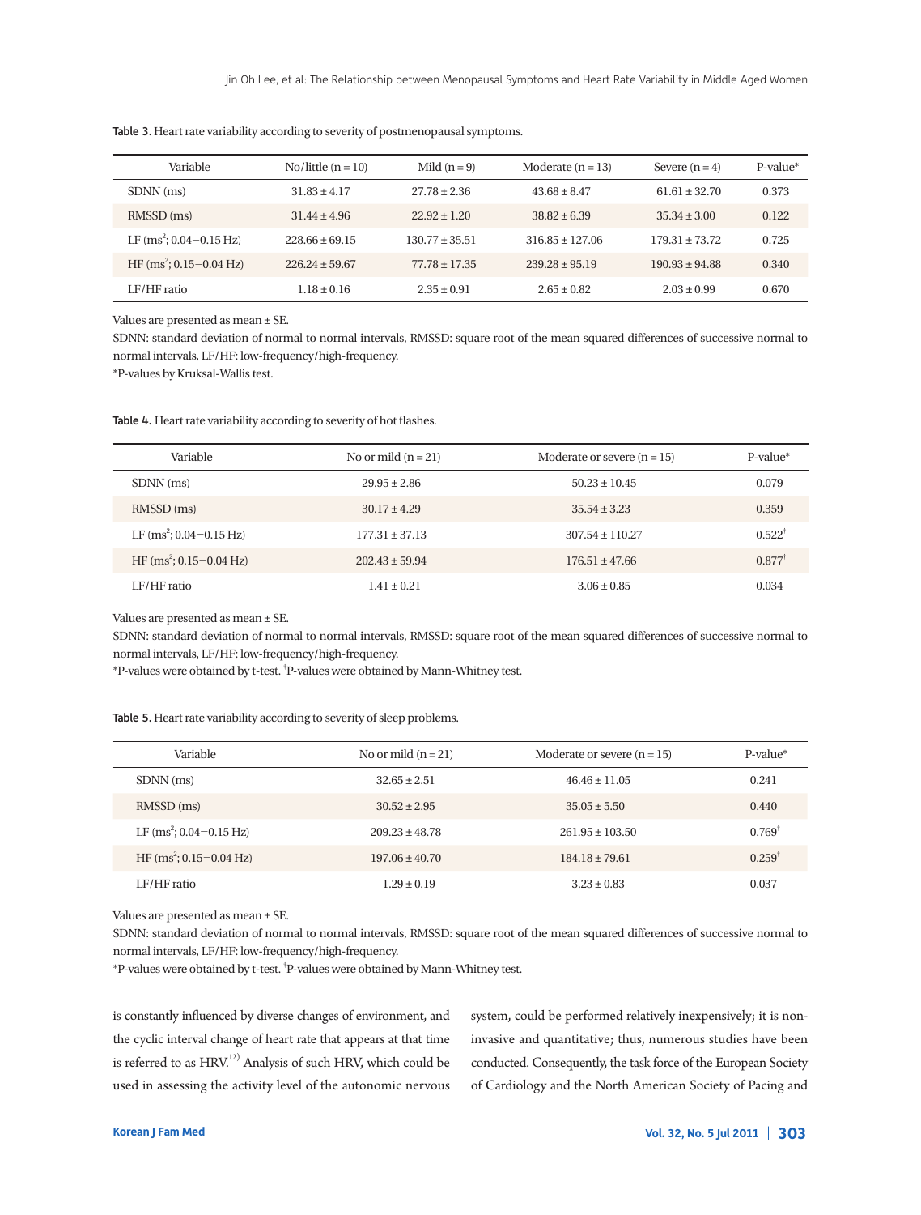**Table 3.** Heart rate variability according to severity of postmenopausal symptoms.

| Variable | No/little (n = 10) | Mild (n = 9) | Moderate (n = 13) | Severe (n = 4) | P-value* |
|---|---|---|---|---|---|
| SDNN (ms) | 31.83 ± 4.17 | 27.78 ± 2.36 | 43.68 ± 8.47 | 61.61 ± 32.70 | 0.373 |
| RMSSD (ms) | 31.44 ± 4.96 | 22.92 ± 1.20 | 38.82 ± 6.39 | 35.34 ± 3.00 | 0.122 |
| LF ($ms^2$; 0.04–0.15 Hz) | 228.66 ± 69.15 | 130.77 ± 35.51 | 316.85 ± 127.06 | 179.31 ± 73.72 | 0.725 |
| HF ($ms^2$; 0.15–0.04 Hz) | 226.24 ± 59.67 | 77.78 ± 17.35 | 239.28 ± 95.19 | 190.93 ± 94.88 | 0.340 |
| LF/HF ratio | 1.18 ± 0.16 | 2.35 ± 0.91 | 2.65 ± 0.82 | 2.03 ± 0.99 | 0.670 |

Values are presented as mean ± SE.

SDNN: standard deviation of normal to normal intervals, RMSSD: square root of the mean squared differences of successive normal to normal intervals, LF/HF: low-frequency/high-frequency.

*P-values by Kruksal-Wallis test.

**Table 4.** Heart rate variability according to severity of hot flashes.

| Variable | No or mild (n = 21) | Moderate or severe (n = 15) | P-value* |
|---|---|---|---|
| SDNN (ms) | 29.95 ± 2.86 | 50.23 ± 10.45 | 0.079 |
| RMSSD (ms) | 30.17 ± 4.29 | 35.54 ± 3.23 | 0.359 |
| LF ($ms^2$; 0.04–0.15 Hz) | 177.31 ± 37.13 | 307.54 ± 110.27 | 0.522† |
| HF ($ms^2$; 0.15–0.04 Hz) | 202.43 ± 59.94 | 176.51 ± 47.66 | 0.877† |
| LF/HF ratio | 1.41 ± 0.21 | 3.06 ± 0.85 | 0.034 |

Values are presented as mean ± SE.

SDNN: standard deviation of normal to normal intervals, RMSSD: square root of the mean squared differences of successive normal to normal intervals, LF/HF: low-frequency/high-frequency.

*P-values were obtained by t-test. †P-values were obtained by Mann-Whitney test.

**Table 5.** Heart rate variability according to severity of sleep problems.

| Variable | No or mild (n = 21) | Moderate or severe (n = 15) | P-value* |
|---|---|---|---|
| SDNN (ms) | 32.65 ± 2.51 | 46.46 ± 11.05 | 0.241 |
| RMSSD (ms) | 30.52 ± 2.95 | 35.05 ± 5.50 | 0.440 |
| LF ($ms^2$; 0.04–0.15 Hz) | 209.23 ± 48.78 | 261.95 ± 103.50 | 0.769† |
| HF ($ms^2$; 0.15–0.04 Hz) | 197.06 ± 40.70 | 184.18 ± 79.61 | 0.259† |
| LF/HF ratio | 1.29 ± 0.19 | 3.23 ± 0.83 | 0.037 |

Values are presented as mean ± SE.

SDNN: standard deviation of normal to normal intervals, RMSSD: square root of the mean squared differences of successive normal to normal intervals, LF/HF: low-frequency/high-frequency.

*P-values were obtained by t-test. †P-values were obtained by Mann-Whitney test.

is constantly influenced by diverse changes of environment, and the cyclic interval change of heart rate that appears at that time is referred to as HRV.[12] Analysis of such HRV, which could be used in assessing the activity level of the autonomic nervous system, could be performed relatively inexpensively; it is non-invasive and quantitative; thus, numerous studies have been conducted. Consequently, the task force of the European Society of Cardiology and the North American Society of Pacing and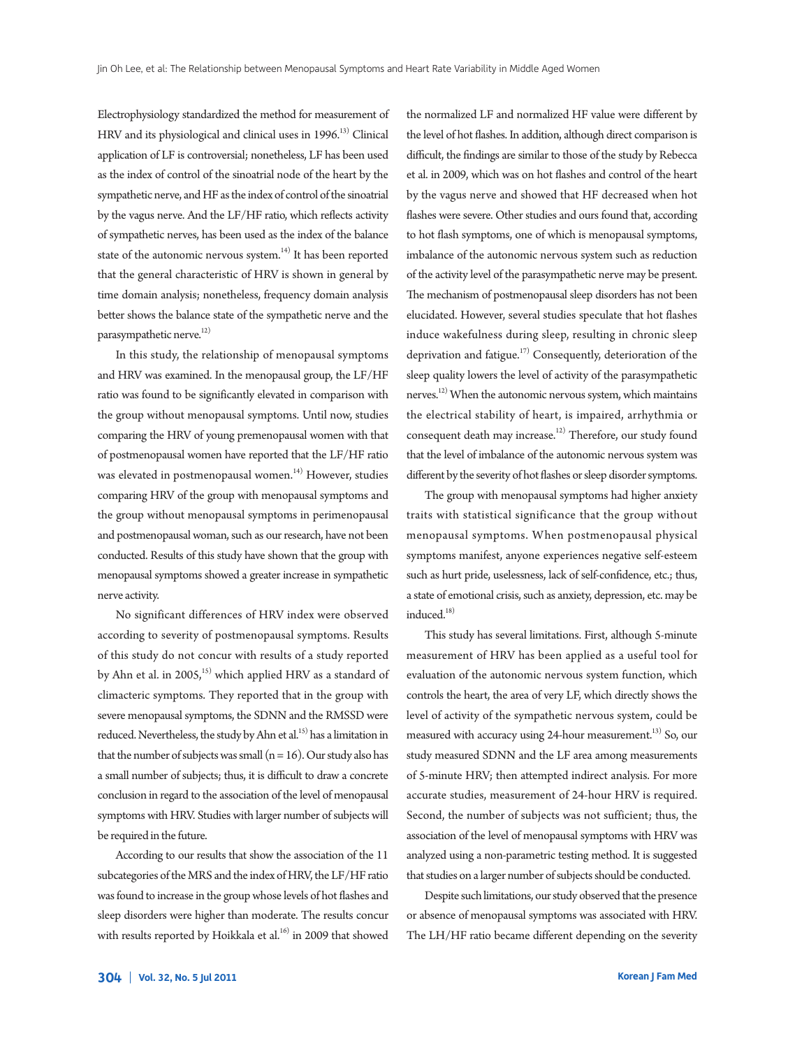Electrophysiology standardized the method for measurement of HRV and its physiological and clinical uses in 1996.[13] Clinical application of LF is controversial; nonetheless, LF has been used as the index of control of the sinoatrial node of the heart by the sympathetic nerve, and HF as the index of control of the sinoatrial by the vagus nerve. And the LF/HF ratio, which reflects activity of sympathetic nerves, has been used as the index of the balance state of the autonomic nervous system.[14] It has been reported that the general characteristic of HRV is shown in general by time domain analysis; nonetheless, frequency domain analysis better shows the balance state of the sympathetic nerve and the parasympathetic nerve.[12]

In this study, the relationship of menopausal symptoms and HRV was examined. In the menopausal group, the LF/HF ratio was found to be significantly elevated in comparison with the group without menopausal symptoms. Until now, studies comparing the HRV of young premenopausal women with that of postmenopausal women have reported that the LF/HF ratio was elevated in postmenopausal women.[14] However, studies comparing HRV of the group with menopausal symptoms and the group without menopausal symptoms in perimenopausal and postmenopausal woman, such as our research, have not been conducted. Results of this study have shown that the group with menopausal symptoms showed a greater increase in sympathetic nerve activity.

No significant differences of HRV index were observed according to severity of postmenopausal symptoms. Results of this study do not concur with results of a study reported by Ahn et al. in 2005,[15] which applied HRV as a standard of climacteric symptoms. They reported that in the group with severe menopausal symptoms, the SDNN and the RMSSD were reduced. Nevertheless, the study by Ahn et al.[15] has a limitation in that the number of subjects was small (n = 16). Our study also has a small number of subjects; thus, it is difficult to draw a concrete conclusion in regard to the association of the level of menopausal symptoms with HRV. Studies with larger number of subjects will be required in the future.

According to our results that show the association of the 11 subcategories of the MRS and the index of HRV, the LF/HF ratio was found to increase in the group whose levels of hot flashes and sleep disorders were higher than moderate. The results concur with results reported by Hoikkala et al.[16] in 2009 that showed the normalized LF and normalized HF value were different by the level of hot flashes. In addition, although direct comparison is difficult, the findings are similar to those of the study by Rebecca et al. in 2009, which was on hot flashes and control of the heart by the vagus nerve and showed that HF decreased when hot flashes were severe. Other studies and ours found that, according to hot flash symptoms, one of which is menopausal symptoms, imbalance of the autonomic nervous system such as reduction of the activity level of the parasympathetic nerve may be present. The mechanism of postmenopausal sleep disorders has not been elucidated. However, several studies speculate that hot flashes induce wakefulness during sleep, resulting in chronic sleep deprivation and fatigue.[17] Consequently, deterioration of the sleep quality lowers the level of activity of the parasympathetic nerves.[12] When the autonomic nervous system, which maintains the electrical stability of heart, is impaired, arrhythmia or consequent death may increase.[12] Therefore, our study found that the level of imbalance of the autonomic nervous system was different by the severity of hot flashes or sleep disorder symptoms.

The group with menopausal symptoms had higher anxiety traits with statistical significance that the group without menopausal symptoms. When postmenopausal physical symptoms manifest, anyone experiences negative self-esteem such as hurt pride, uselessness, lack of self-confidence, etc.; thus, a state of emotional crisis, such as anxiety, depression, etc. may be induced.[18]

This study has several limitations. First, although 5-minute measurement of HRV has been applied as a useful tool for evaluation of the autonomic nervous system function, which controls the heart, the area of very LF, which directly shows the level of activity of the sympathetic nervous system, could be measured with accuracy using 24-hour measurement.[13] So, our study measured SDNN and the LF area among measurements of 5-minute HRV; then attempted indirect analysis. For more accurate studies, measurement of 24-hour HRV is required. Second, the number of subjects was not sufficient; thus, the association of the level of menopausal symptoms with HRV was analyzed using a non-parametric testing method. It is suggested that studies on a larger number of subjects should be conducted.

Despite such limitations, our study observed that the presence or absence of menopausal symptoms was associated with HRV. The LH/HF ratio became different depending on the severity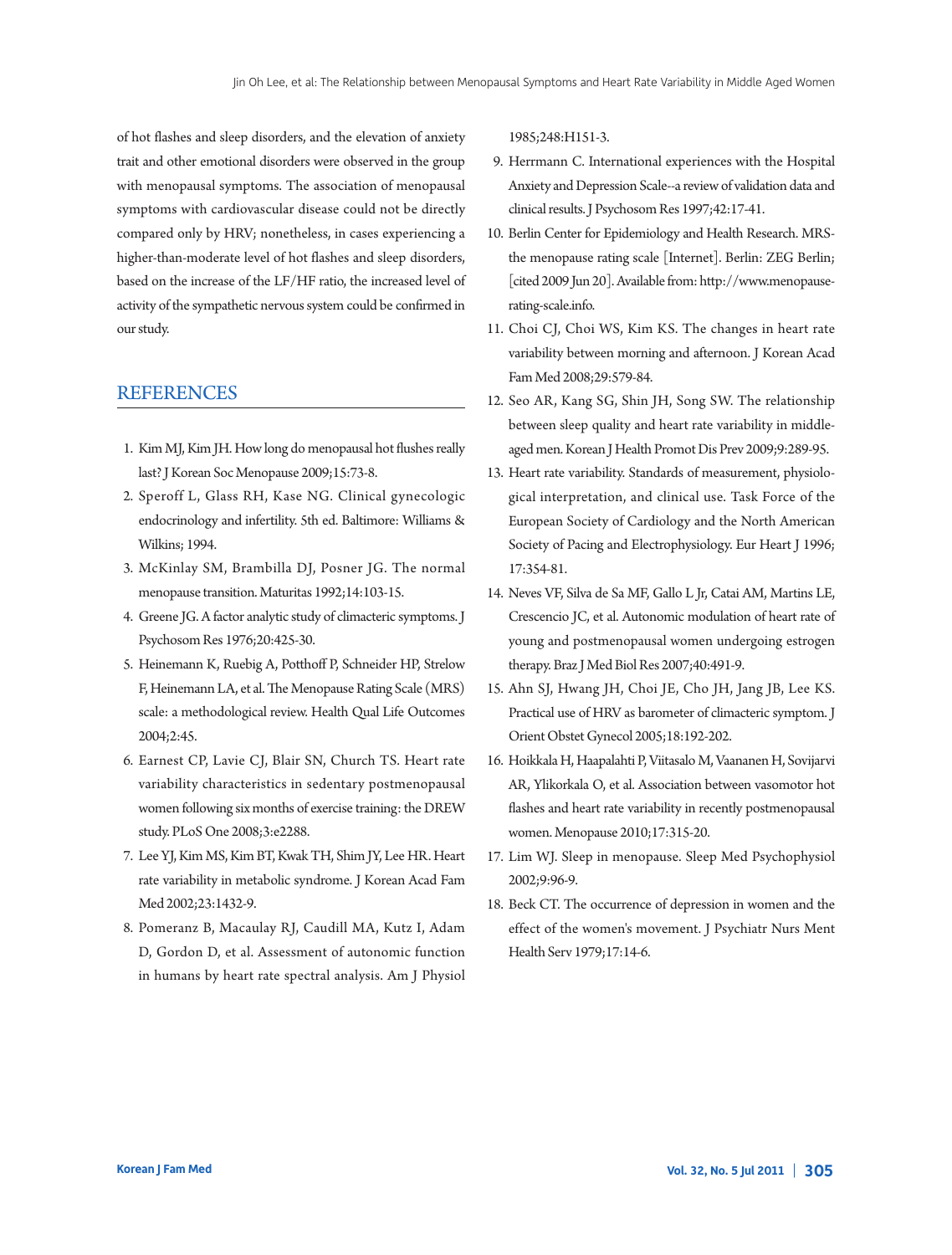of hot flashes and sleep disorders, and the elevation of anxiety trait and other emotional disorders were observed in the group with menopausal symptoms. The association of menopausal symptoms with cardiovascular disease could not be directly compared only by HRV; nonetheless, in cases experiencing a higher-than-moderate level of hot flashes and sleep disorders, based on the increase of the LF/HF ratio, the increased level of activity of the sympathetic nervous system could be confirmed in our study.

## REFERENCES

1. Kim MJ, Kim JH. How long do menopausal hot flushes really last? J Korean Soc Menopause 2009;15:73-8.
2. Speroff L, Glass RH, Kase NG. Clinical gynecologic endocrinology and infertility. 5th ed. Baltimore: Williams & Wilkins; 1994.
3. McKinlay SM, Brambilla DJ, Posner JG. The normal menopause transition. Maturitas 1992;14:103-15.
4. Greene JG. A factor analytic study of climacteric symptoms. J Psychosom Res 1976;20:425-30.
5. Heinemann K, Ruebig A, Potthoff P, Schneider HP, Strelow F, Heinemann LA, et al. The Menopause Rating Scale (MRS) scale: a methodological review. Health Qual Life Outcomes 2004;2:45.
6. Earnest CP, Lavie CJ, Blair SN, Church TS. Heart rate variability characteristics in sedentary postmenopausal women following six months of exercise training: the DREW study. PLoS One 2008;3:e2288.
7. Lee YJ, Kim MS, Kim BT, Kwak TH, Shim JY, Lee HR. Heart rate variability in metabolic syndrome. J Korean Acad Fam Med 2002;23:1432-9.
8. Pomeranz B, Macaulay RJ, Caudill MA, Kutz I, Adam D, Gordon D, et al. Assessment of autonomic function in humans by heart rate spectral analysis. Am J Physiol 1985;248:H151-3.
9. Herrmann C. International experiences with the Hospital Anxiety and Depression Scale--a review of validation data and clinical results. J Psychosom Res 1997;42:17-41.
10. Berlin Center for Epidemiology and Health Research. MRS-the menopause rating scale [Internet]. Berlin: ZEG Berlin; [cited 2009 Jun 20]. Available from: http://www.menopause-rating-scale.info.
11. Choi CJ, Choi WS, Kim KS. The changes in heart rate variability between morning and afternoon. J Korean Acad Fam Med 2008;29:579-84.
12. Seo AR, Kang SG, Shin JH, Song SW. The relationship between sleep quality and heart rate variability in middle-aged men. Korean J Health Promot Dis Prev 2009;9:289-95.
13. Heart rate variability. Standards of measurement, physiological interpretation, and clinical use. Task Force of the European Society of Cardiology and the North American Society of Pacing and Electrophysiology. Eur Heart J 1996; 17:354-81.
14. Neves VF, Silva de Sa MF, Gallo L Jr, Catai AM, Martins LE, Crescencio JC, et al. Autonomic modulation of heart rate of young and postmenopausal women undergoing estrogen therapy. Braz J Med Biol Res 2007;40:491-9.
15. Ahn SJ, Hwang JH, Choi JE, Cho JH, Jang JB, Lee KS. Practical use of HRV as barometer of climacteric symptom. J Orient Obstet Gynecol 2005;18:192-202.
16. Hoikkala H, Haapalahti P, Viitasalo M, Vaananen H, Sovijarvi AR, Ylikorkala O, et al. Association between vasomotor hot flashes and heart rate variability in recently postmenopausal women. Menopause 2010;17:315-20.
17. Lim WJ. Sleep in menopause. Sleep Med Psychophysiol 2002;9:96-9.
18. Beck CT. The occurrence of depression in women and the effect of the women's movement. J Psychiatr Nurs Ment Health Serv 1979;17:14-6.